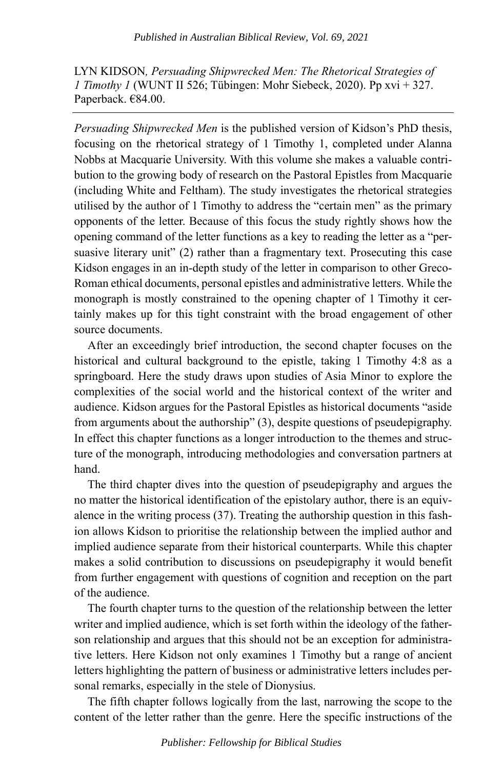LYN KIDSON, *Persuading Shipwrecked Men: The Rhetorical Strategies of 1 Timothy 1* (WUNT II 526; Tübingen: Mohr Siebeck, 2020). Pp xvi + 327. Paperback. €84.00.

---

*Persuading Shipwrecked Men* is the published version of Kidson's PhD thesis, focusing on the rhetorical strategy of 1 Timothy 1, completed under Alanna Nobbs at Macquarie University. With this volume she makes a valuable contribution to the growing body of research on the Pastoral Epistles from Macquarie (including White and Feltham). The study investigates the rhetorical strategies utilised by the author of 1 Timothy to address the "certain men" as the primary opponents of the letter. Because of this focus the study rightly shows how the opening command of the letter functions as a key to reading the letter as a "persuasive literary unit" (2) rather than a fragmentary text. Prosecuting this case Kidson engages in an in-depth study of the letter in comparison to other Greco-Roman ethical documents, personal epistles and administrative letters. While the monograph is mostly constrained to the opening chapter of 1 Timothy it certainly makes up for this tight constraint with the broad engagement of other source documents.

After an exceedingly brief introduction, the second chapter focuses on the historical and cultural background to the epistle, taking 1 Timothy 4:8 as a springboard. Here the study draws upon studies of Asia Minor to explore the complexities of the social world and the historical context of the writer and audience. Kidson argues for the Pastoral Epistles as historical documents "aside from arguments about the authorship" (3), despite questions of pseudepigraphy. In effect this chapter functions as a longer introduction to the themes and structure of the monograph, introducing methodologies and conversation partners at hand.

The third chapter dives into the question of pseudepigraphy and argues the no matter the historical identification of the epistolary author, there is an equivalence in the writing process (37). Treating the authorship question in this fashion allows Kidson to prioritise the relationship between the implied author and implied audience separate from their historical counterparts. While this chapter makes a solid contribution to discussions on pseudepigraphy it would benefit from further engagement with questions of cognition and reception on the part of the audience.

The fourth chapter turns to the question of the relationship between the letter writer and implied audience, which is set forth within the ideology of the father-son relationship and argues that this should not be an exception for administrative letters. Here Kidson not only examines 1 Timothy but a range of ancient letters highlighting the pattern of business or administrative letters includes personal remarks, especially in the stele of Dionysius.

The fifth chapter follows logically from the last, narrowing the scope to the content of the letter rather than the genre. Here the specific instructions of the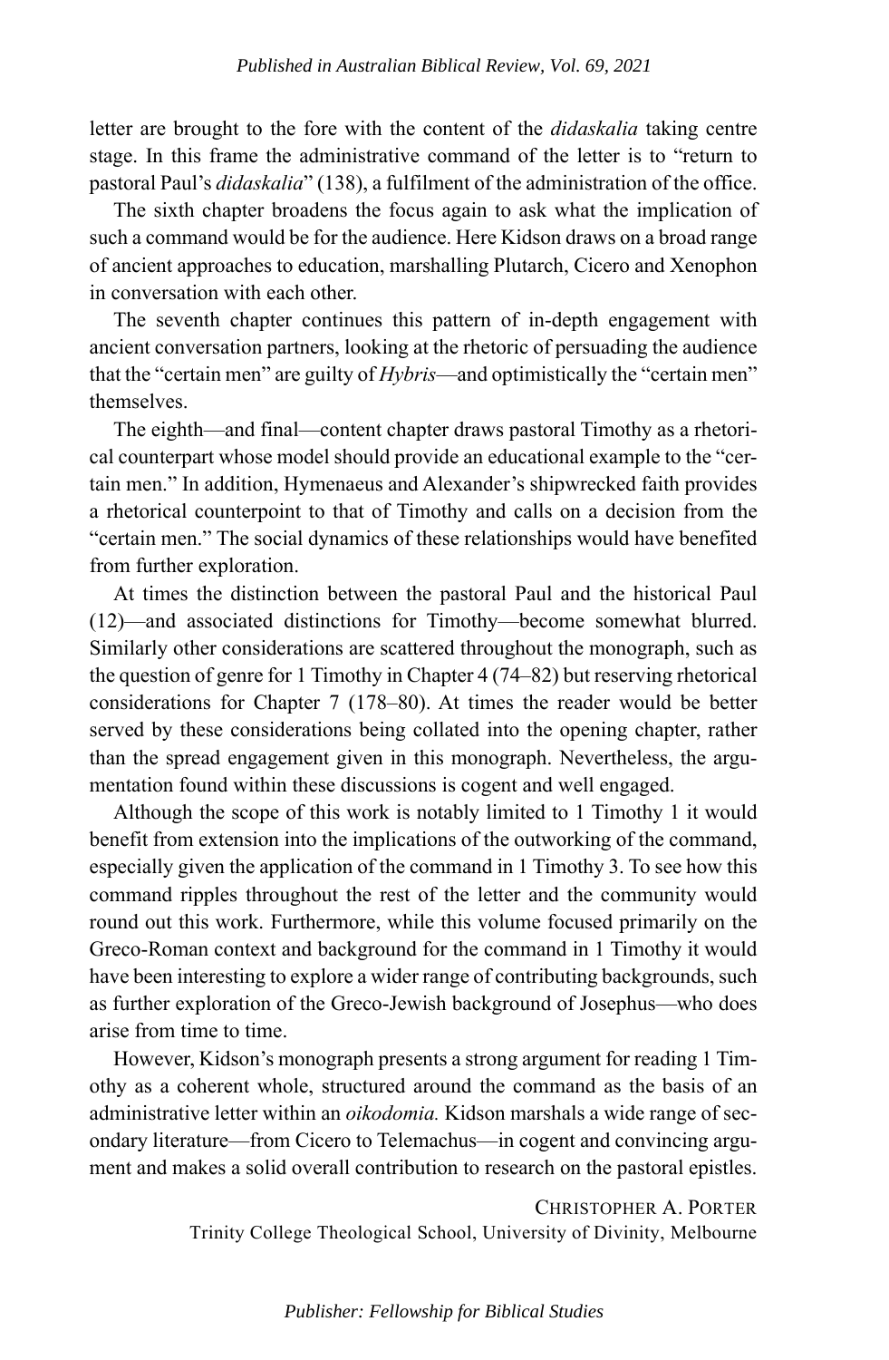letter are brought to the fore with the content of the *didaskalia* taking centre stage. In this frame the administrative command of the letter is to "return to pastoral Paul's *didaskalia*" (138), a fulfilment of the administration of the office.

The sixth chapter broadens the focus again to ask what the implication of such a command would be for the audience. Here Kidson draws on a broad range of ancient approaches to education, marshalling Plutarch, Cicero and Xenophon in conversation with each other.

The seventh chapter continues this pattern of in-depth engagement with ancient conversation partners, looking at the rhetoric of persuading the audience that the "certain men" are guilty of *Hybris*—and optimistically the "certain men" themselves.

The eighth—and final—content chapter draws pastoral Timothy as a rhetorical counterpart whose model should provide an educational example to the "certain men." In addition, Hymenaeus and Alexander's shipwrecked faith provides a rhetorical counterpoint to that of Timothy and calls on a decision from the "certain men." The social dynamics of these relationships would have benefited from further exploration.

At times the distinction between the pastoral Paul and the historical Paul (12)—and associated distinctions for Timothy—become somewhat blurred. Similarly other considerations are scattered throughout the monograph, such as the question of genre for 1 Timothy in Chapter 4 (74–82) but reserving rhetorical considerations for Chapter 7 (178–80). At times the reader would be better served by these considerations being collated into the opening chapter, rather than the spread engagement given in this monograph. Nevertheless, the argumentation found within these discussions is cogent and well engaged.

Although the scope of this work is notably limited to 1 Timothy 1 it would benefit from extension into the implications of the outworking of the command, especially given the application of the command in 1 Timothy 3. To see how this command ripples throughout the rest of the letter and the community would round out this work. Furthermore, while this volume focused primarily on the Greco-Roman context and background for the command in 1 Timothy it would have been interesting to explore a wider range of contributing backgrounds, such as further exploration of the Greco-Jewish background of Josephus—who does arise from time to time.

However, Kidson's monograph presents a strong argument for reading 1 Timothy as a coherent whole, structured around the command as the basis of an administrative letter within an *oikodomia.* Kidson marshals a wide range of secondary literature—from Cicero to Telemachus—in cogent and convincing argument and makes a solid overall contribution to research on the pastoral epistles.

CHRISTOPHER A. PORTER
Trinity College Theological School, University of Divinity, Melbourne